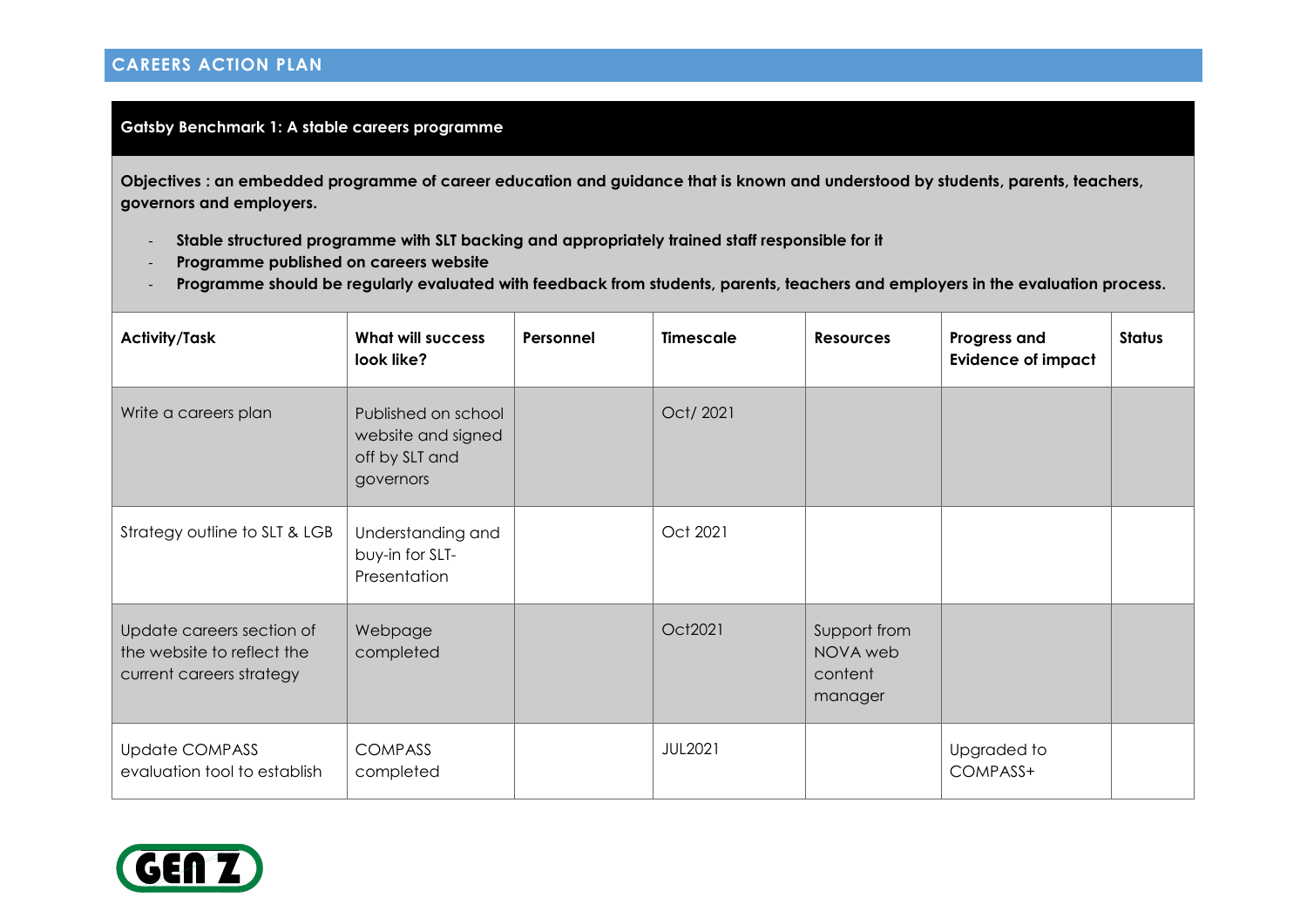## CAREERS ACTION PLAN

### Gatsby Benchmark 1: A stable careers programme

**Objectives : an embedded programme of career education and guidance that is known and understood by students, parents, teachers, governors and employers.**

- **Stable structured programme with SLT backing and appropriately trained staff responsible for it**
- **Programme published on careers website**
- **Programme should be regularly evaluated with feedback from students, parents, teachers and employers in the evaluation process.**

| Activity/Task | What will success look like? | Personnel | Timescale | Resources | Progress and Evidence of impact | Status |
|---|---|---|---|---|---|---|
| Write a careers plan | Published on school website and signed off by SLT and governors | | Oct/ 2021 | | | |
| Strategy outline to SLT & LGB | Understanding and buy-in for SLT- Presentation | | Oct 2021 | | | |
| Update careers section of the website to reflect the current careers strategy | Webpage completed | | Oct2021 | Support from NOVA web content manager | | |
| Update COMPASS evaluation tool to establish | COMPASS completed | | JUL2021 | | Upgraded to COMPASS+ | |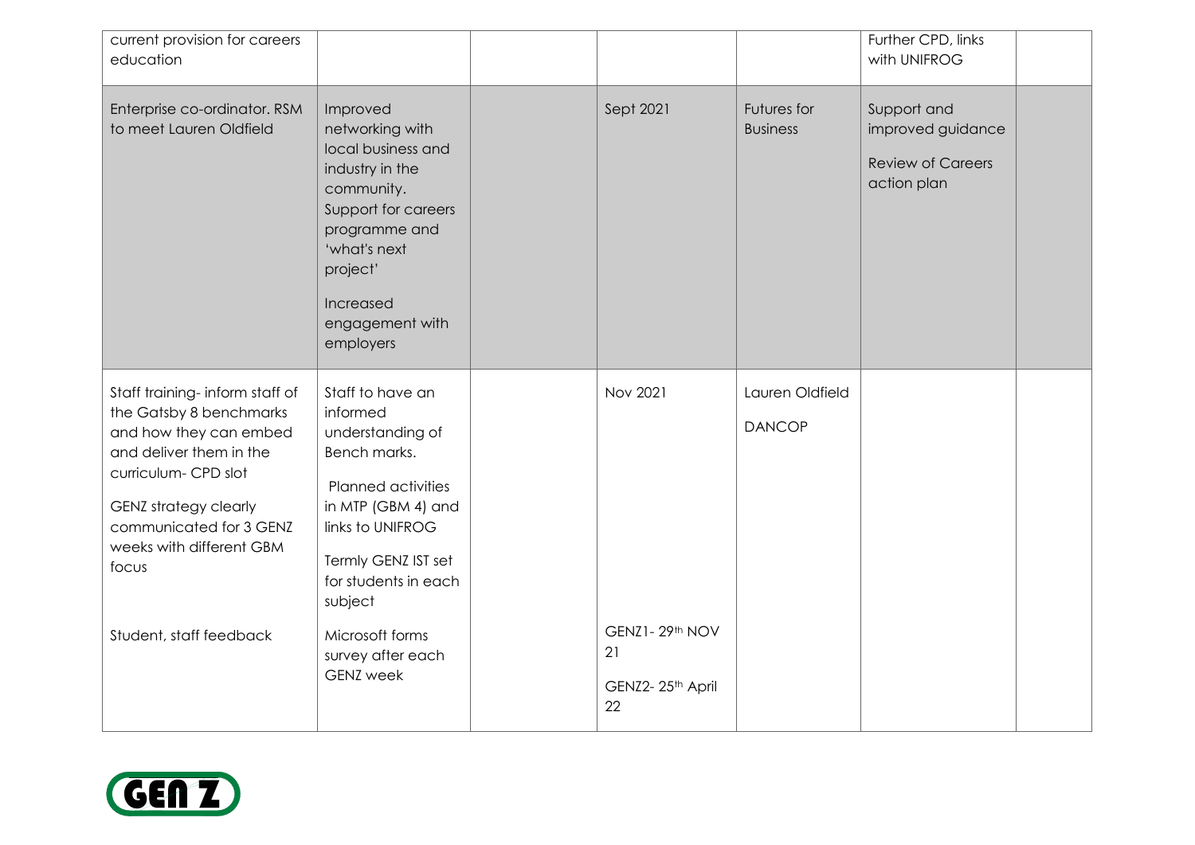| | | | | | | |
|---|---|---|---|---|---|---|
| current provision for careers education | | | | | Further CPD, links with UNIFROG | |
| Enterprise co-ordinator. RSM to meet Lauren Oldfield | Improved networking with local business and industry in the community. Support for careers programme and 'what's next project'<br><br>Increased engagement with employers | | Sept 2021 | Futures for Business | Support and improved guidance<br><br>Review of Careers action plan | |
| Staff training- inform staff of the Gatsby 8 benchmarks and how they can embed and deliver them in the curriculum- CPD slot<br><br>GENZ strategy clearly communicated for 3 GENZ weeks with different GBM focus<br><br>Student, staff feedback | Staff to have an informed understanding of Bench marks.<br><br>Planned activities in MTP (GBM 4) and links to UNIFROG<br><br>Termly GENZ IST set for students in each subject<br><br>Microsoft forms survey after each GENZ week | | Nov 2021<br><br>GENZ1- 29th NOV 21<br><br>GENZ2- 25th April 22 | Lauren Oldfield<br><br>DANCOP | | |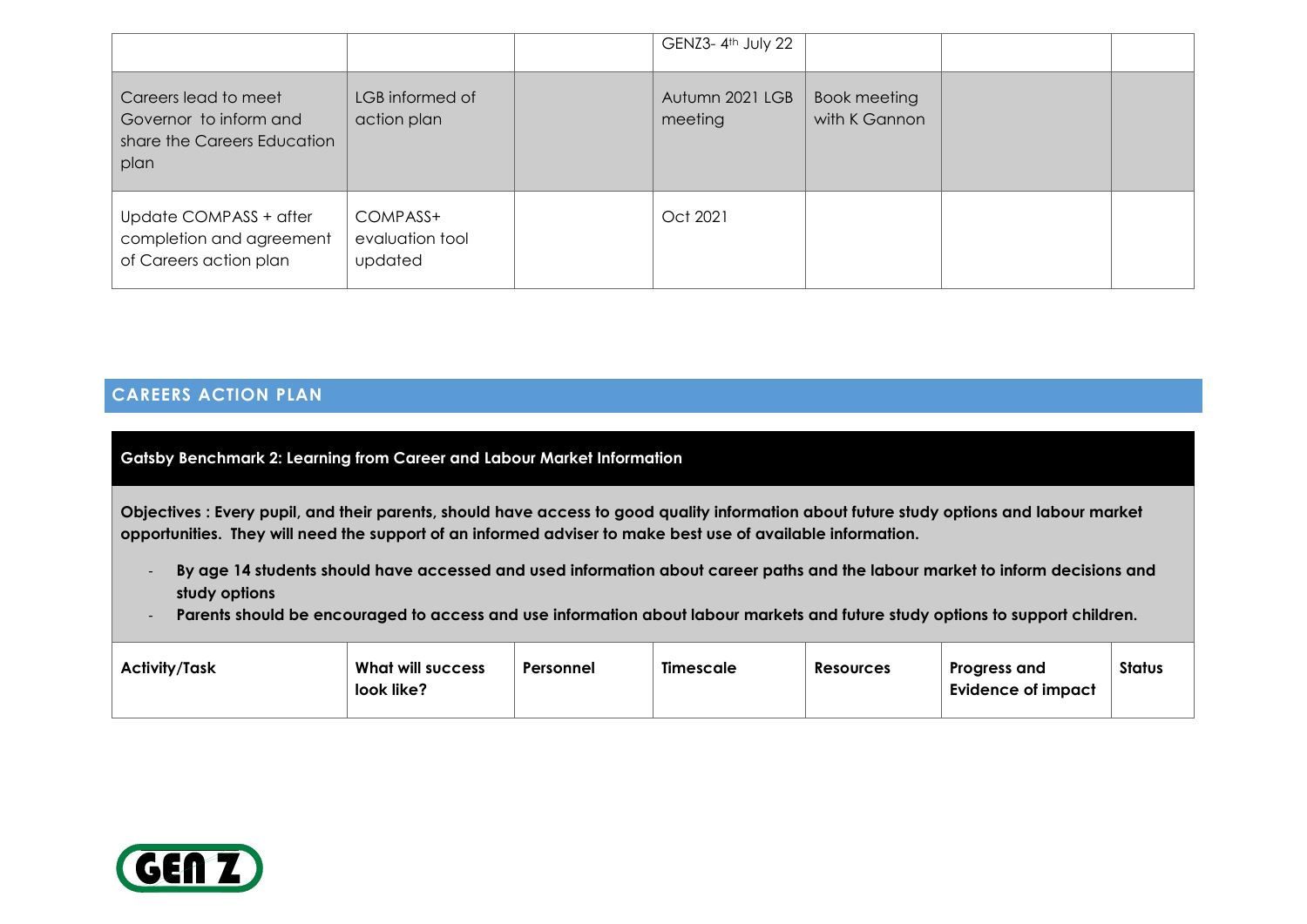| | | | | | | |
|---|---|---|---|---|---|---|
| | | | GENZ3- 4th July 22 | | | |
| Careers lead to meet Governor to inform and share the Careers Education plan | LGB informed of action plan | | Autumn 2021 LGB meeting | Book meeting with K Gannon | | |
| Update COMPASS + after completion and agreement of Careers action plan | COMPASS+ evaluation tool updated | | Oct 2021 | | | |

## CAREERS ACTION PLAN

**Gatsby Benchmark 2: Learning from Career and Labour Market Information**

**Objectives : Every pupil, and their parents, should have access to good quality information about future study options and labour market opportunities. They will need the support of an informed adviser to make best use of available information.**

- **By age 14 students should have accessed and used information about career paths and the labour market to inform decisions and study options**
- **Parents should be encouraged to access and use information about labour markets and future study options to support children.**

| Activity/Task | What will success look like? | Personnel | Timescale | Resources | Progress and Evidence of impact | Status |
|---|---|---|---|---|---|---|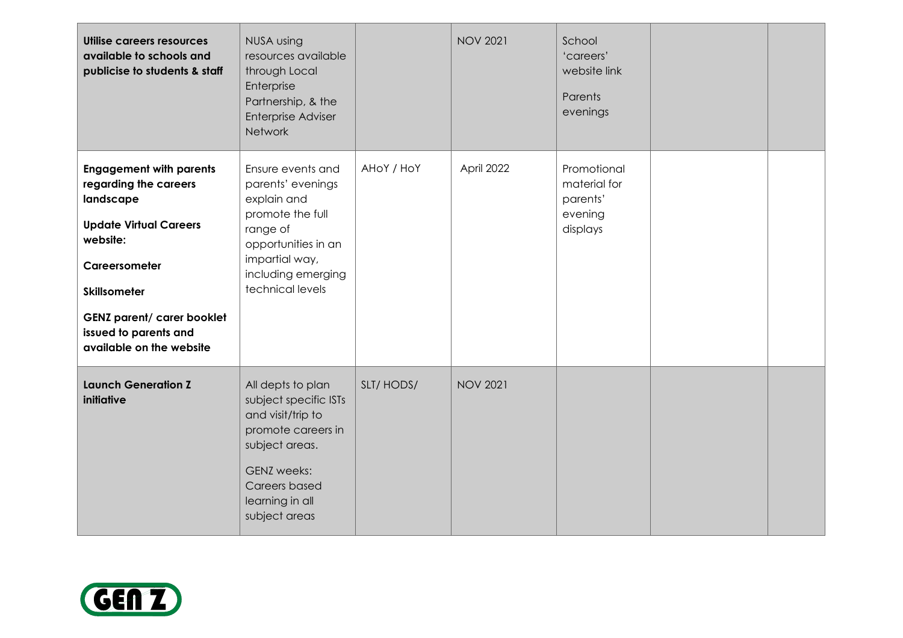| | | | | | | |
|---|---|---|---|---|---|---|
| **Utilise careers resources available to schools and publicise to students & staff** | NUSA using resources available through Local Enterprise Partnership, & the Enterprise Adviser Network | | NOV 2021 | School 'careers' website link<br><br>Parents evenings | | |
| **Engagement with parents regarding the careers landscape**<br><br>**Update Virtual Careers website:**<br><br>**Careersometer**<br><br>**Skillsometer**<br><br>**GENZ parent/ carer booklet issued to parents and available on the website** | Ensure events and parents' evenings explain and promote the full range of opportunities in an impartial way, including emerging technical levels | AHoY / HoY | April 2022 | Promotional material for parents' evening displays | | |
| **Launch Generation Z initiative** | All depts to plan subject specific ISTs and visit/trip to promote careers in subject areas.<br><br>GENZ weeks: Careers based learning in all subject areas | SLT/ HODS/ | NOV 2021 | | | |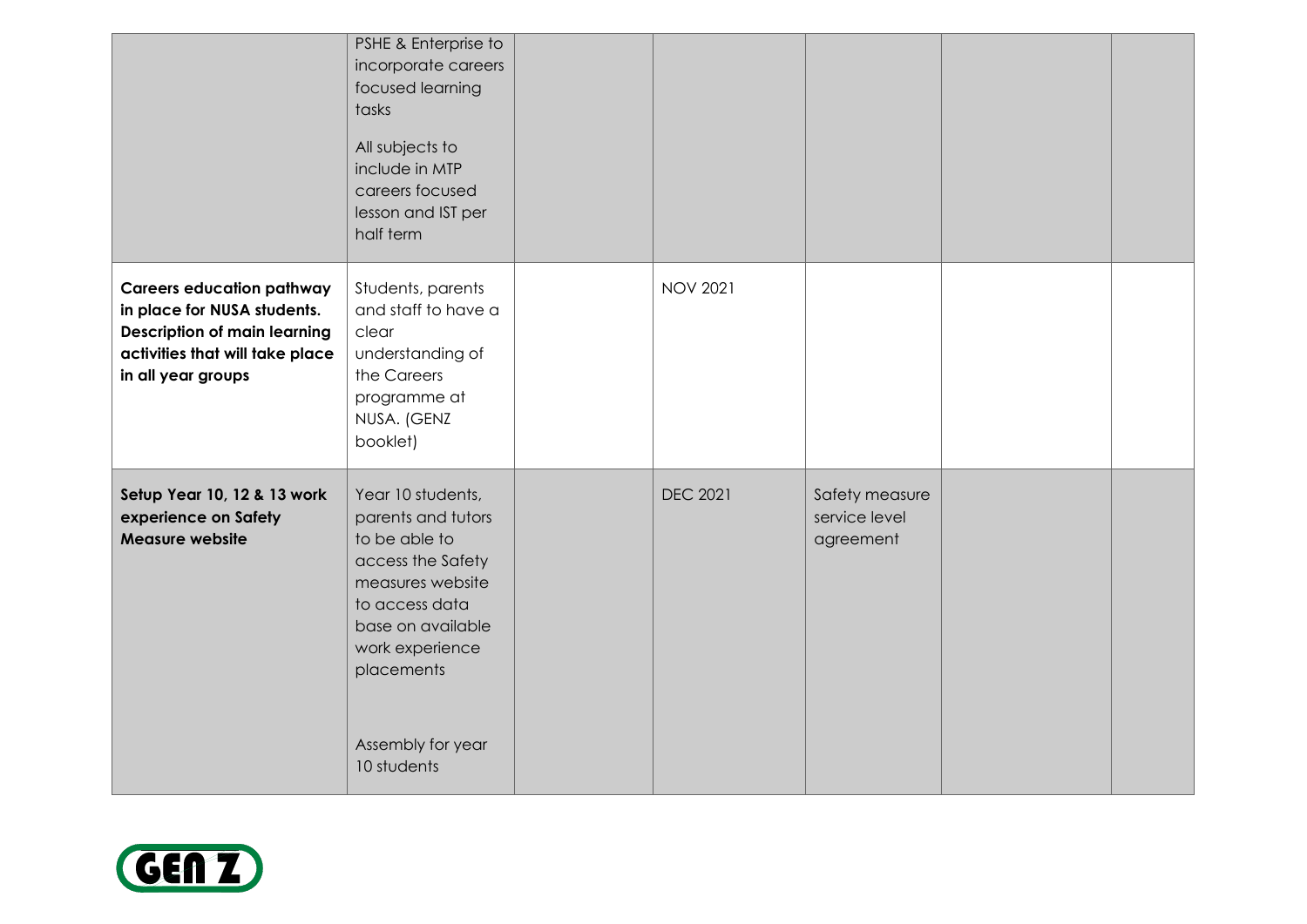| | | | | | | |
|---|---|---|---|---|---|---|
| | PSHE & Enterprise to incorporate careers focused learning tasks<br><br>All subjects to include in MTP careers focused lesson and IST per half term | | | | | |
| **Careers education pathway in place for NUSA students. Description of main learning activities that will take place in all year groups** | Students, parents and staff to have a clear understanding of the Careers programme at NUSA. (GENZ booklet) | | NOV 2021 | | | |
| **Setup Year 10, 12 & 13 work experience on Safety Measure website** | Year 10 students, parents and tutors to be able to access the Safety measures website to access data base on available work experience placements<br><br>Assembly for year 10 students | | DEC 2021 | Safety measure service level agreement | | |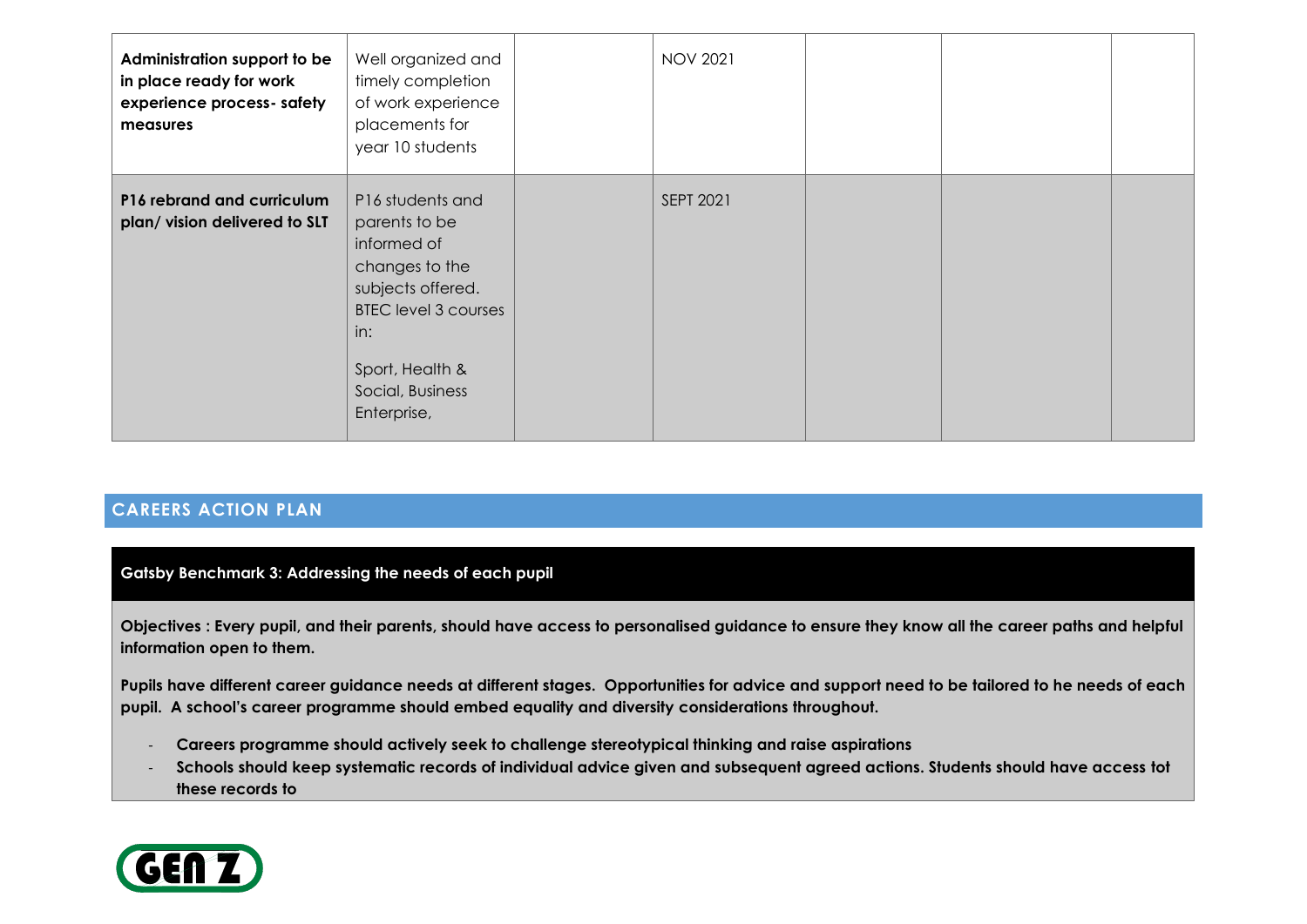| | | | | | | |
|---|---|---|---|---|---|---|
| **Administration support to be in place ready for work experience process- safety measures** | Well organized and timely completion of work experience placements for year 10 students | | NOV 2021 | | | |
| **P16 rebrand and curriculum plan/ vision delivered to SLT** | P16 students and parents to be informed of changes to the subjects offered. BTEC level 3 courses in:<br><br>Sport, Health & Social, Business Enterprise, | | SEPT 2021 | | | |

## CAREERS ACTION PLAN

**Gatsby Benchmark 3: Addressing the needs of each pupil**

**Objectives : Every pupil, and their parents, should have access to personalised guidance to ensure they know all the career paths and helpful information open to them.**

**Pupils have different career guidance needs at different stages. Opportunities for advice and support need to be tailored to he needs of each pupil. A school's career programme should embed equality and diversity considerations throughout.**

- **Careers programme should actively seek to challenge stereotypical thinking and raise aspirations**
- **Schools should keep systematic records of individual advice given and subsequent agreed actions. Students should have access tot these records to**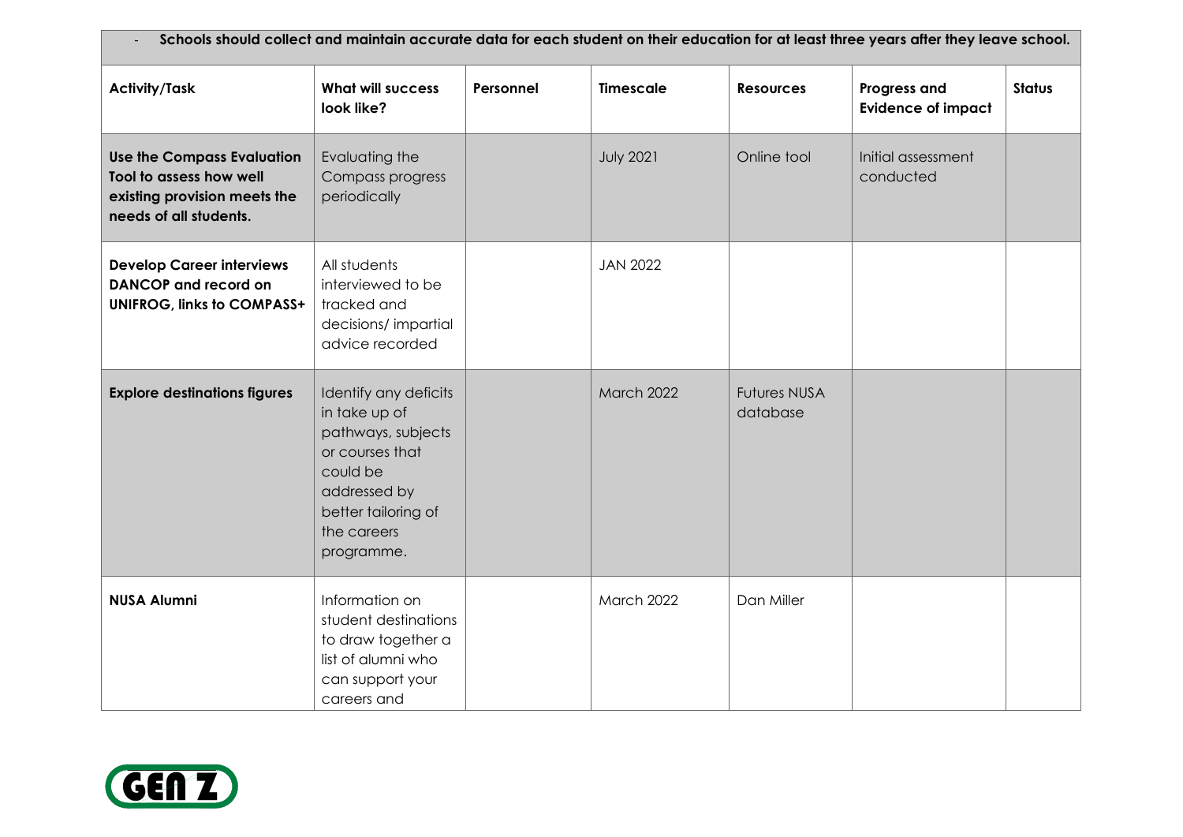- **Schools should collect and maintain accurate data for each student on their education for at least three years after they leave school.**

| Activity/Task | What will success look like? | Personnel | Timescale | Resources | Progress and Evidence of impact | Status |
|---|---|---|---|---|---|---|
| **Use the Compass Evaluation Tool to assess how well existing provision meets the needs of all students.** | Evaluating the Compass progress periodically | | July 2021 | Online tool | Initial assessment conducted | |
| **Develop Career interviews DANCOP and record on UNIFROG, links to COMPASS+** | All students interviewed to be tracked and decisions/ impartial advice recorded | | JAN 2022 | | | |
| **Explore destinations figures** | Identify any deficits in take up of pathways, subjects or courses that could be addressed by better tailoring of the careers programme. | | March 2022 | Futures NUSA database | | |
| **NUSA Alumni** | Information on student destinations to draw together a list of alumni who can support your careers and | | March 2022 | Dan Miller | | |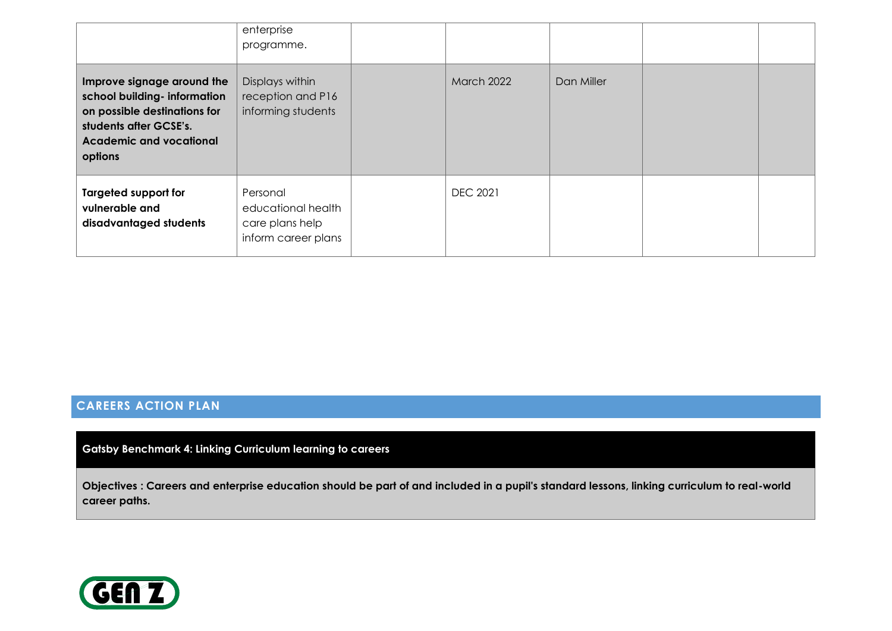| | | | | | | |
|---|---|---|---|---|---|---|
| | enterprise programme. | | | | | |
| **Improve signage around the school building- information on possible destinations for students after GCSE's. Academic and vocational options** | Displays within reception and P16 informing students | | March 2022 | Dan Miller | | |
| **Targeted support for vulnerable and disadvantaged students** | Personal educational health care plans help inform career plans | | DEC 2021 | | | |

## CAREERS ACTION PLAN

| |
|---|
| **Gatsby Benchmark 4: Linking Curriculum learning to careers** |
| **Objectives : Careers and enterprise education should be part of and included in a pupil's standard lessons, linking curriculum to real-world career paths.** |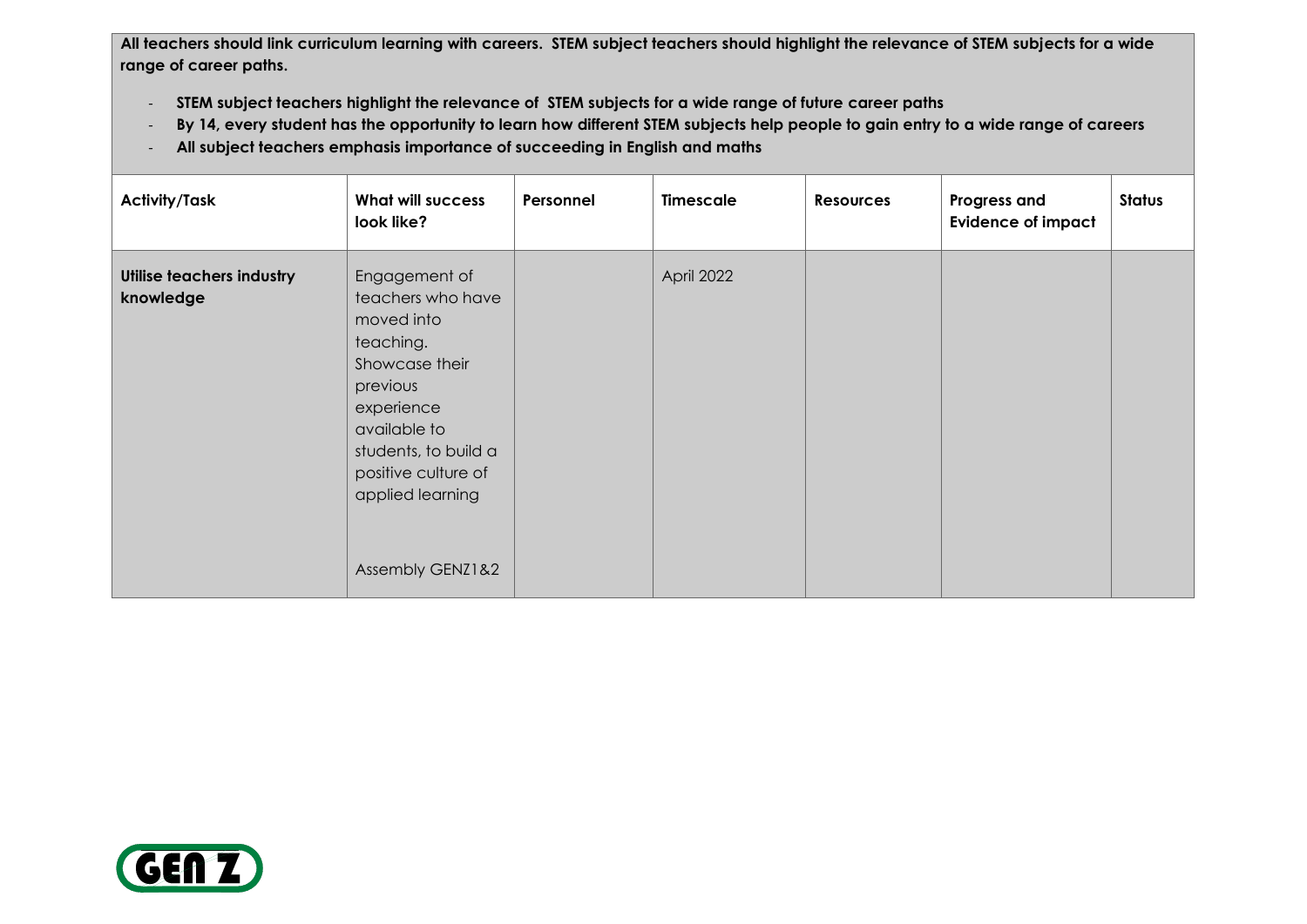**All teachers should link curriculum learning with careers. STEM subject teachers should highlight the relevance of STEM subjects for a wide range of career paths.**

- **STEM subject teachers highlight the relevance of STEM subjects for a wide range of future career paths**
- **By 14, every student has the opportunity to learn how different STEM subjects help people to gain entry to a wide range of careers**
- **All subject teachers emphasis importance of succeeding in English and maths**

| Activity/Task | What will success look like? | Personnel | Timescale | Resources | Progress and Evidence of impact | Status |
|---|---|---|---|---|---|---|
| **Utilise teachers industry knowledge** | Engagement of teachers who have moved into teaching. Showcase their previous experience available to students, to build a positive culture of applied learning<br><br>Assembly GENZ1&2 | | April 2022 | | | |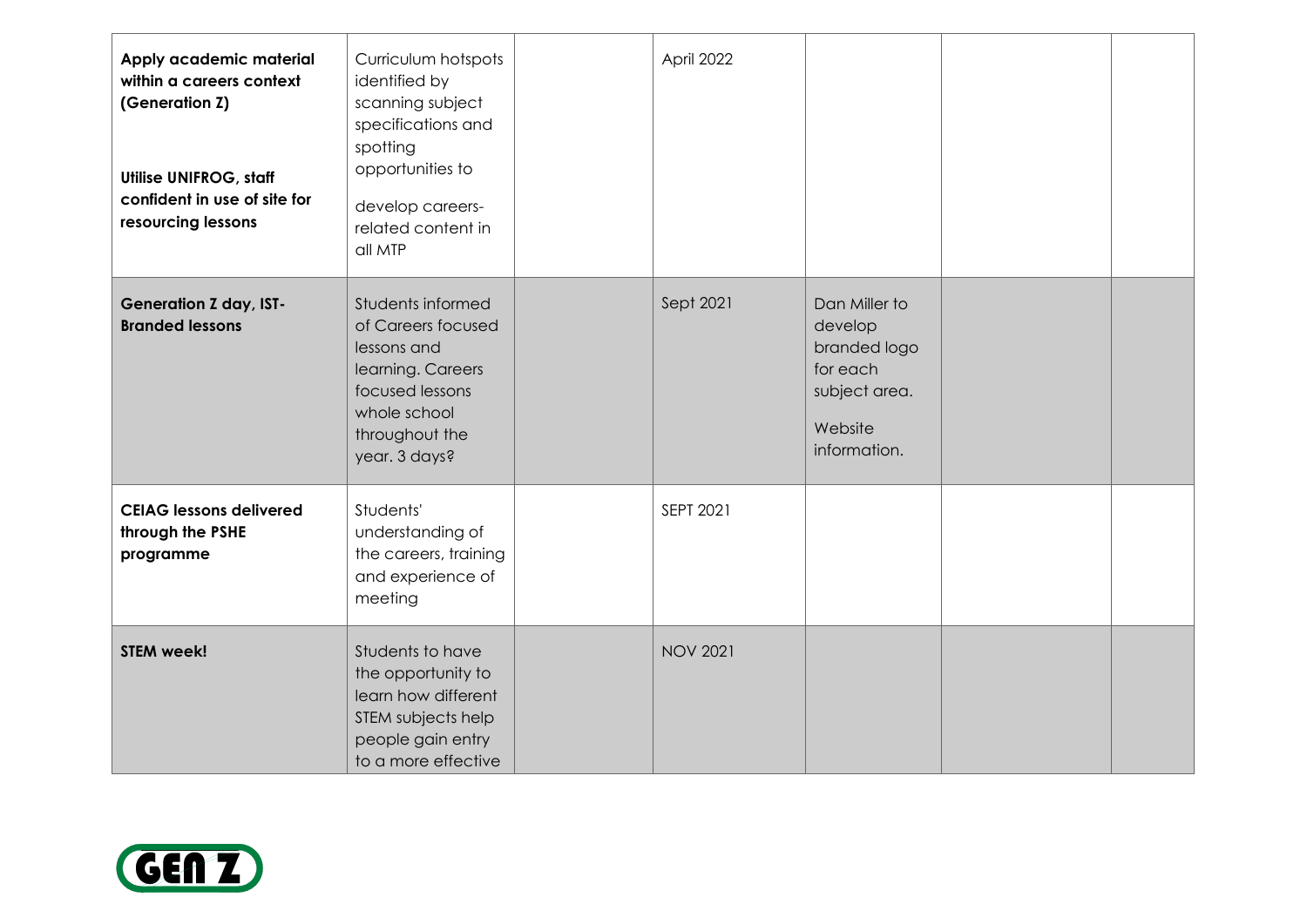| | | | | | | |
|---|---|---|---|---|---|---|
| **Apply academic material within a careers context (Generation Z)**<br><br>**Utilise UNIFROG, staff confident in use of site for resourcing lessons** | Curriculum hotspots identified by scanning subject specifications and spotting opportunities to develop careers-related content in all MTP | | April 2022 | | | |
| **Generation Z day, IST-Branded lessons** | Students informed of Careers focused lessons and learning. Careers focused lessons whole school throughout the year. 3 days? | | Sept 2021 | Dan Miller to develop branded logo for each subject area.<br><br>Website information. | | |
| **CEIAG lessons delivered through the PSHE programme** | Students' understanding of the careers, training and experience of meeting | | SEPT 2021 | | | |
| **STEM week!** | Students to have the opportunity to learn how different STEM subjects help people gain entry to a more effective | | NOV 2021 | | | |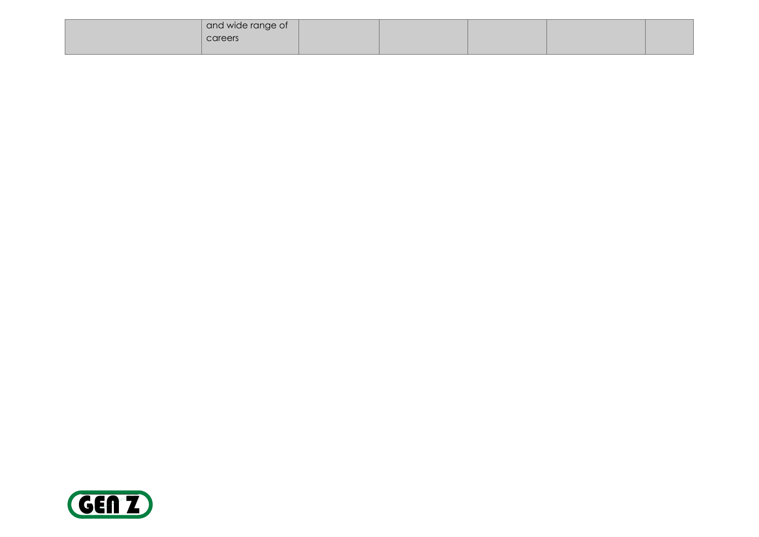| | | | | | | |
|---|---|---|---|---|---|---|
| | and wide range of careers | | | | | |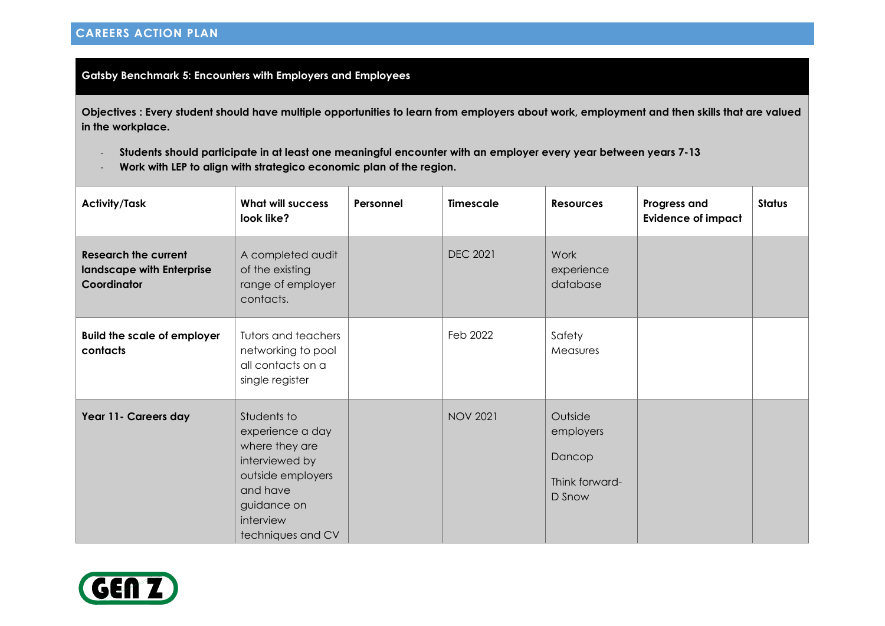## CAREERS ACTION PLAN

### Gatsby Benchmark 5: Encounters with Employers and Employees

**Objectives : Every student should have multiple opportunities to learn from employers about work, employment and then skills that are valued in the workplace.**

- **Students should participate in at least one meaningful encounter with an employer every year between years 7-13**
- **Work with LEP to align with strategico economic plan of the region.**

| Activity/Task | What will success look like? | Personnel | Timescale | Resources | Progress and Evidence of impact | Status |
|---|---|---|---|---|---|---|
| **Research the current landscape with Enterprise Coordinator** | A completed audit of the existing range of employer contacts. | | DEC 2021 | Work experience database | | |
| **Build the scale of employer contacts** | Tutors and teachers networking to pool all contacts on a single register | | Feb 2022 | Safety Measures | | |
| **Year 11- Careers day** | Students to experience a day where they are interviewed by outside employers and have guidance on interview techniques and CV | | NOV 2021 | Outside employers<br><br>Dancop<br><br>Think forward- D Snow | | |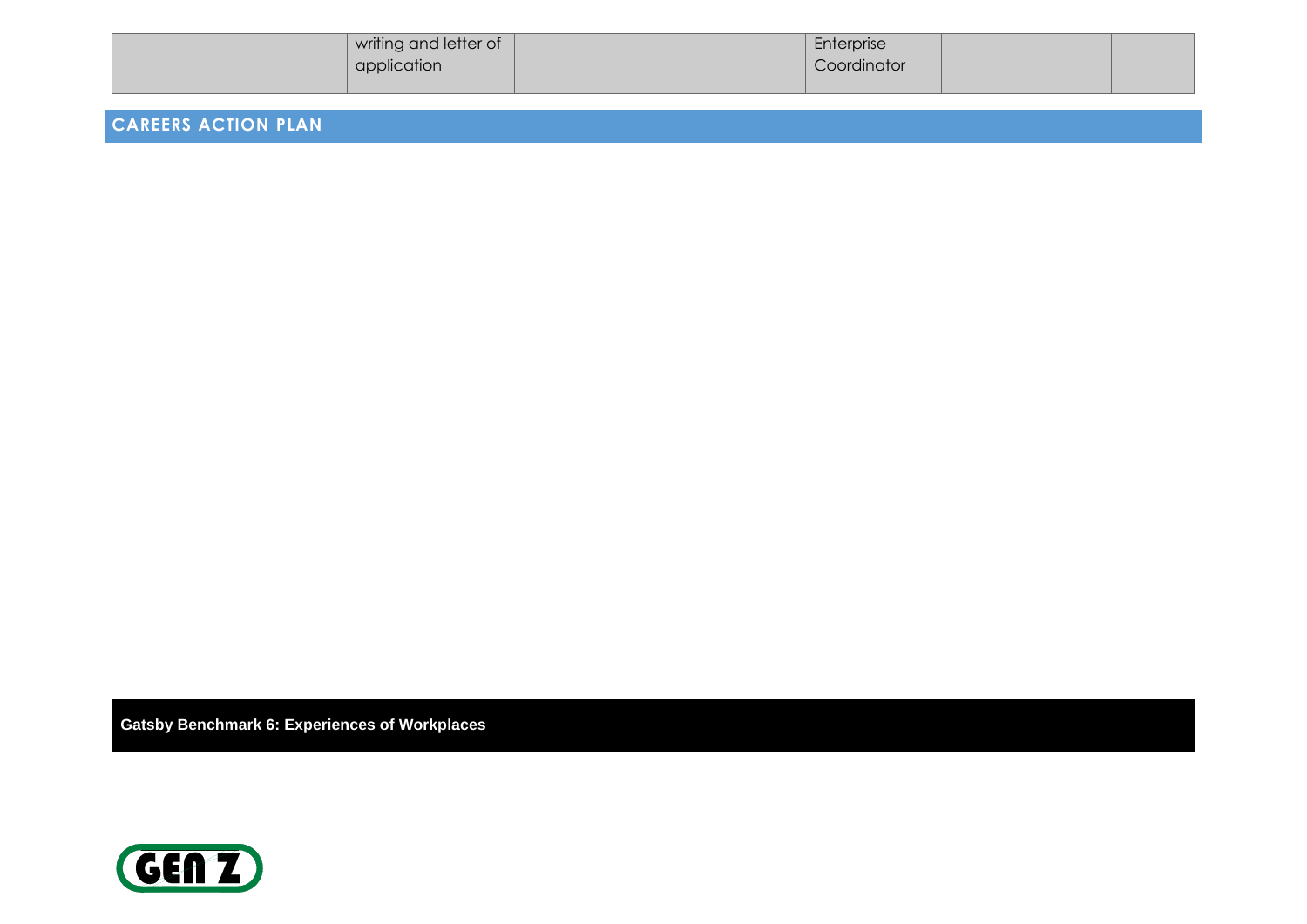| | | | | | | |
|---|---|---|---|---|---|---|
| | writing and letter of application | | | Enterprise Coordinator | | |

## CAREERS ACTION PLAN

**Gatsby Benchmark 6: Experiences of Workplaces**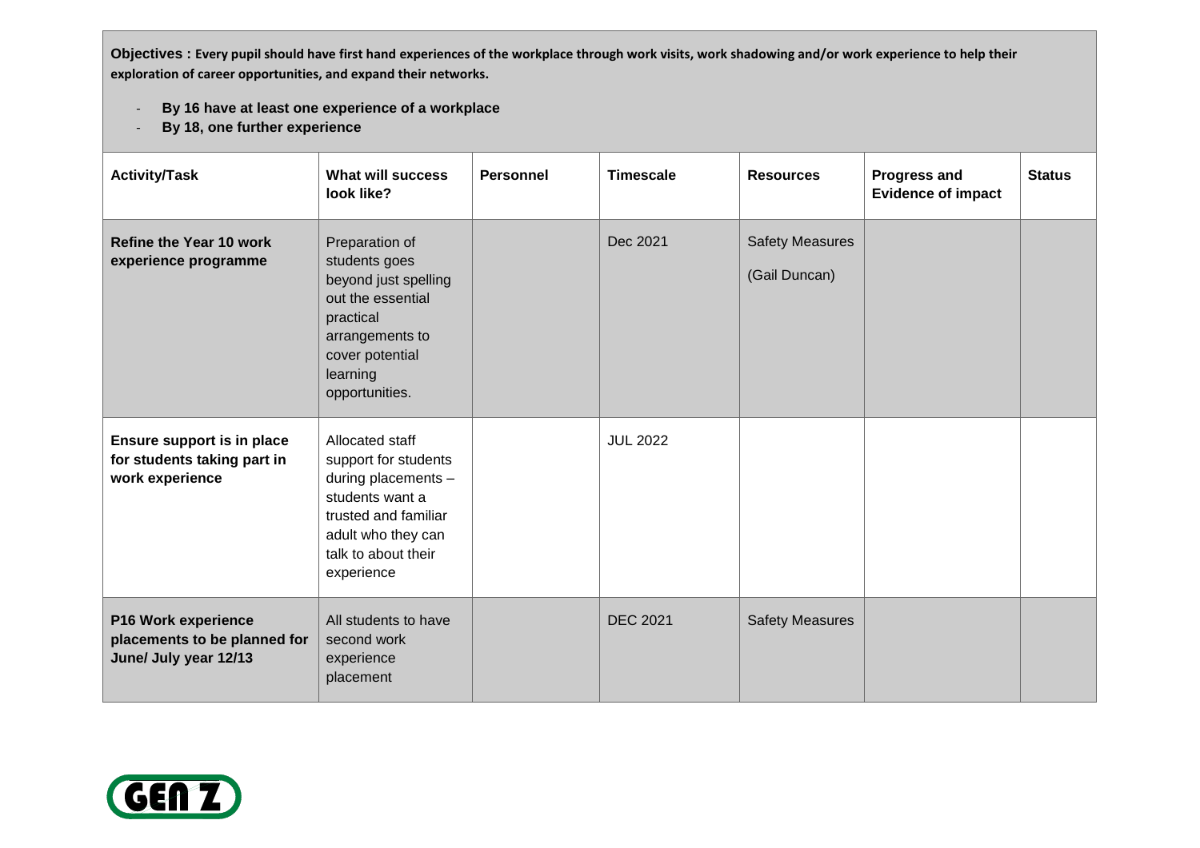**Objectives : Every pupil should have first hand experiences of the workplace through work visits, work shadowing and/or work experience to help their exploration of career opportunities, and expand their networks.**

- **By 16 have at least one experience of a workplace**
- **By 18, one further experience**

| Activity/Task | What will success look like? | Personnel | Timescale | Resources | Progress and Evidence of impact | Status |
|---|---|---|---|---|---|---|
| **Refine the Year 10 work experience programme** | Preparation of students goes beyond just spelling out the essential practical arrangements to cover potential learning opportunities. | | Dec 2021 | Safety Measures (Gail Duncan) | | |
| **Ensure support is in place for students taking part in work experience** | Allocated staff support for students during placements – students want a trusted and familiar adult who they can talk to about their experience | | JUL 2022 | | | |
| **P16 Work experience placements to be planned for June/ July year 12/13** | All students to have second work experience placement | | DEC 2021 | Safety Measures | | |

GEN Z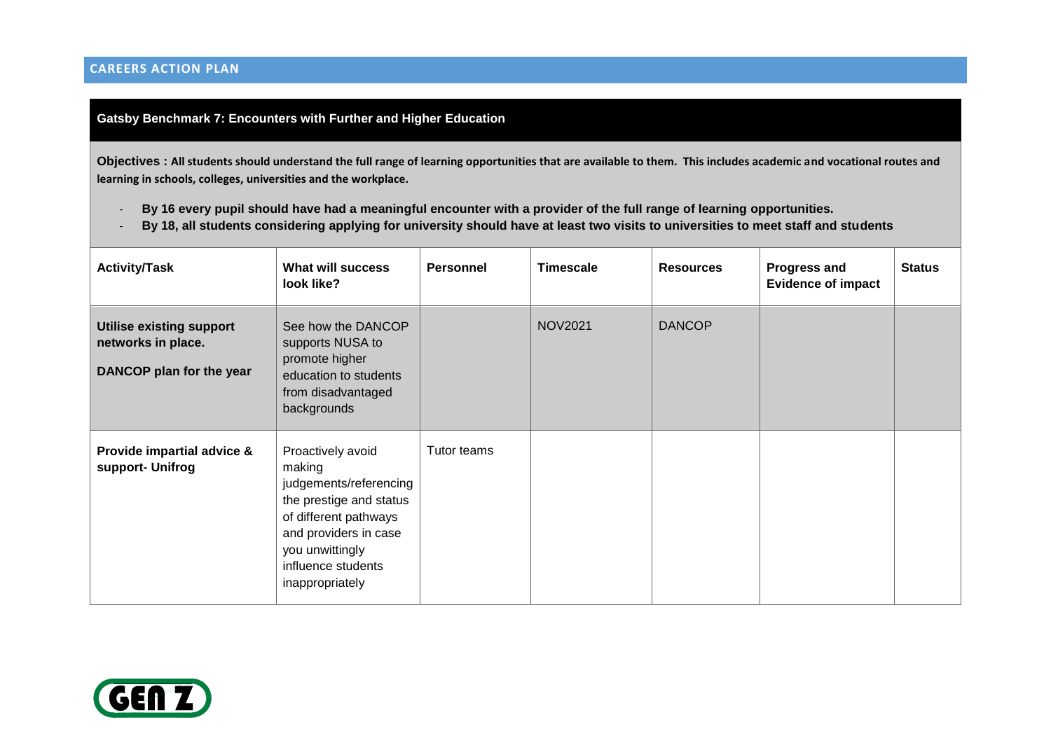**CAREERS ACTION PLAN**

**Gatsby Benchmark 7: Encounters with Further and Higher Education**

**Objectives : All students should understand the full range of learning opportunities that are available to them. This includes academic and vocational routes and learning in schools, colleges, universities and the workplace.**

- **By 16 every pupil should have had a meaningful encounter with a provider of the full range of learning opportunities.**
- **By 18, all students considering applying for university should have at least two visits to universities to meet staff and students**

| Activity/Task | What will success look like? | Personnel | Timescale | Resources | Progress and Evidence of impact | Status |
|---|---|---|---|---|---|---|
| **Utilise existing support networks in place.** **DANCOP plan for the year** | See how the DANCOP supports NUSA to promote higher education to students from disadvantaged backgrounds | | NOV2021 | DANCOP | | |
| **Provide impartial advice & support- Unifrog** | Proactively avoid making judgements/referencing the prestige and status of different pathways and providers in case you unwittingly influence students inappropriately | Tutor teams | | | | |

GEN Z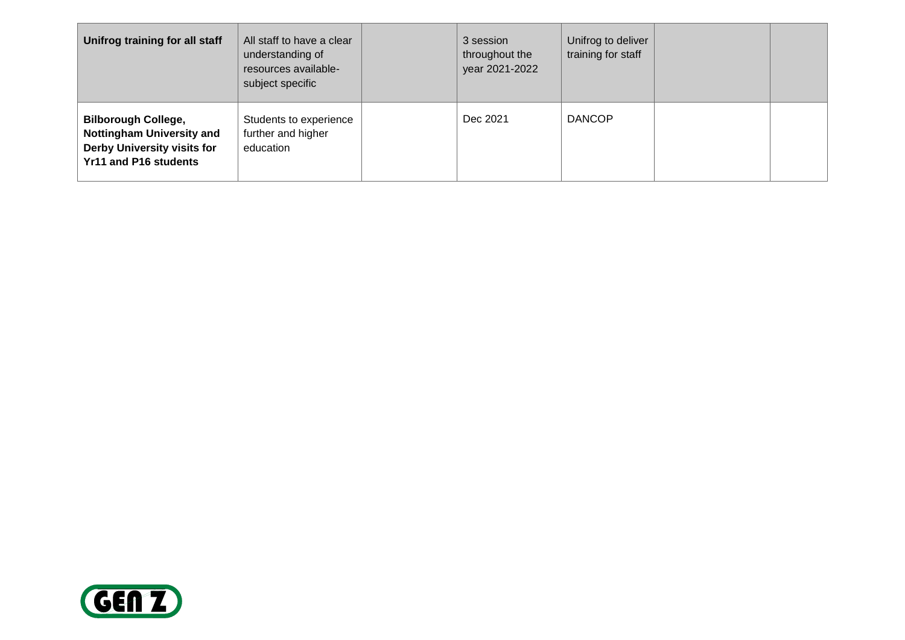| | | | | | | |
|---|---|---|---|---|---|---|
| **Unifrog training for all staff** | All staff to have a clear understanding of resources available- subject specific | | 3 session throughout the year 2021-2022 | Unifrog to deliver training for staff | | |
| **Bilborough College, Nottingham University and Derby University visits for Yr11 and P16 students** | Students to experience further and higher education | | Dec 2021 | DANCOP | | |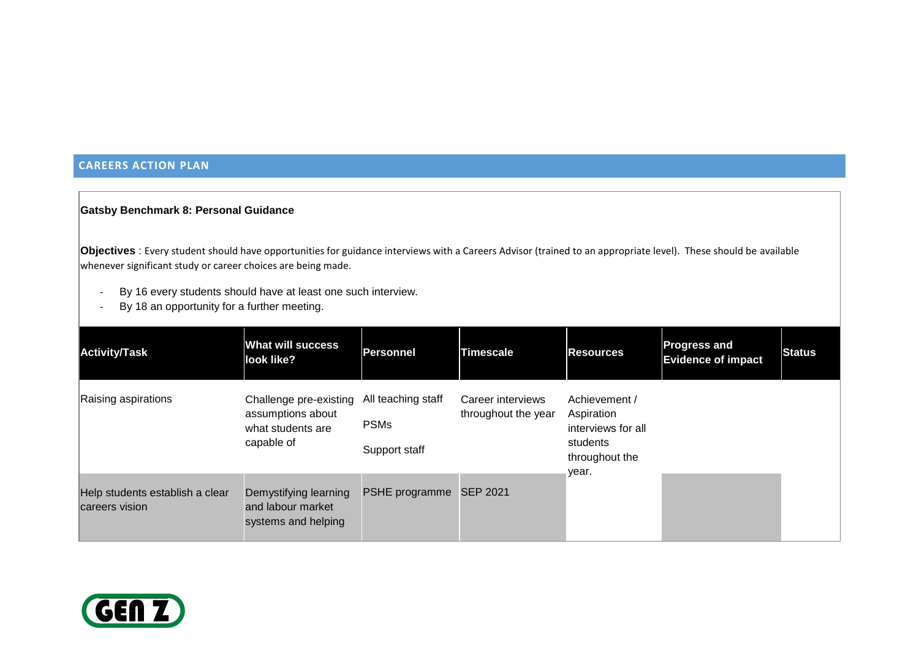## CAREERS ACTION PLAN

**Gatsby Benchmark 8: Personal Guidance**

**Objectives** : Every student should have opportunities for guidance interviews with a Careers Advisor (trained to an appropriate level). These should be available whenever significant study or career choices are being made.

- By 16 every students should have at least one such interview.
- By 18 an opportunity for a further meeting.

| Activity/Task | What will success look like? | Personnel | Timescale | Resources | Progress and Evidence of impact | Status |
|---|---|---|---|---|---|---|
| Raising aspirations | Challenge pre-existing assumptions about what students are capable of | All teaching staff<br>PSMs<br>Support staff | Career interviews throughout the year | Achievement / Aspiration interviews for all students throughout the year. | | |
| Help students establish a clear careers vision | Demystifying learning and labour market systems and helping | PSHE programme | SEP 2021 | | | |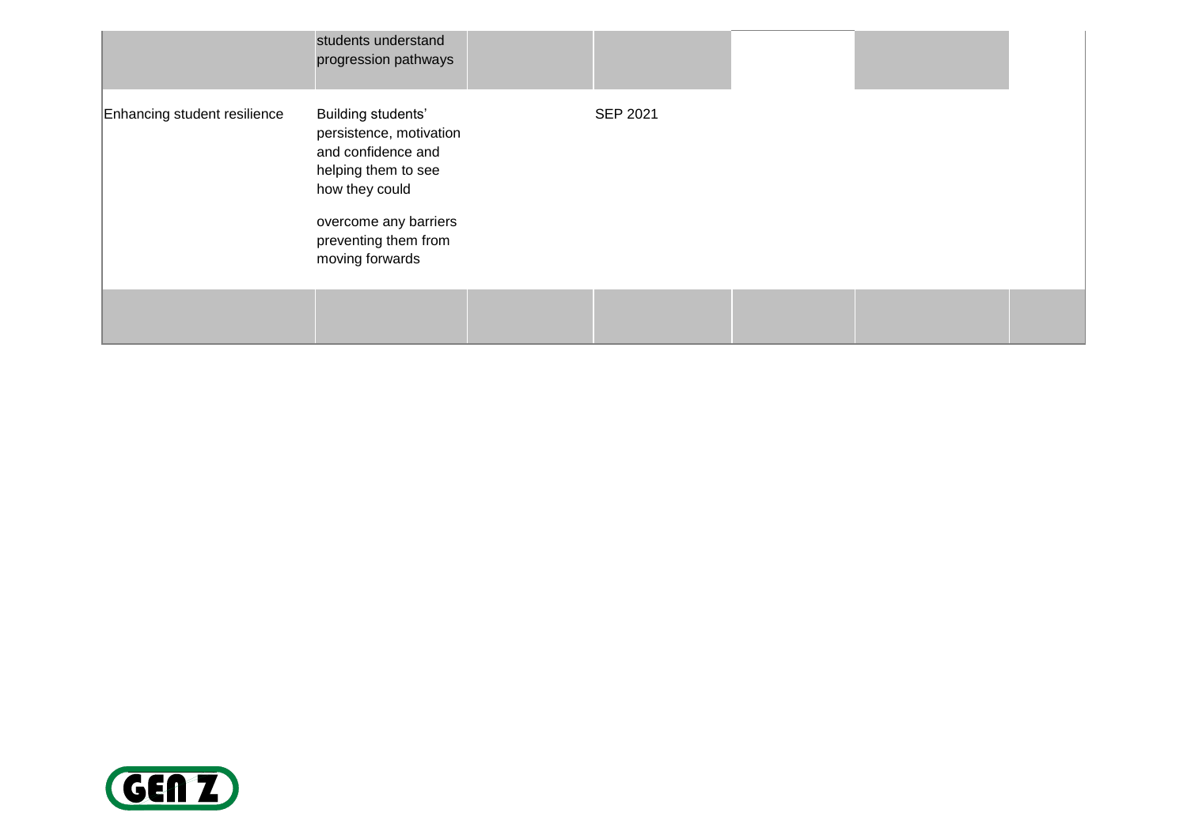| | | | | | | |
|---|---|---|---|---|---|---|
| | students understand progression pathways | | | | | |
| Enhancing student resilience | Building students' persistence, motivation and confidence and helping them to see how they could overcome any barriers preventing them from moving forwards | | SEP 2021 | | | |
| | | | | | | |